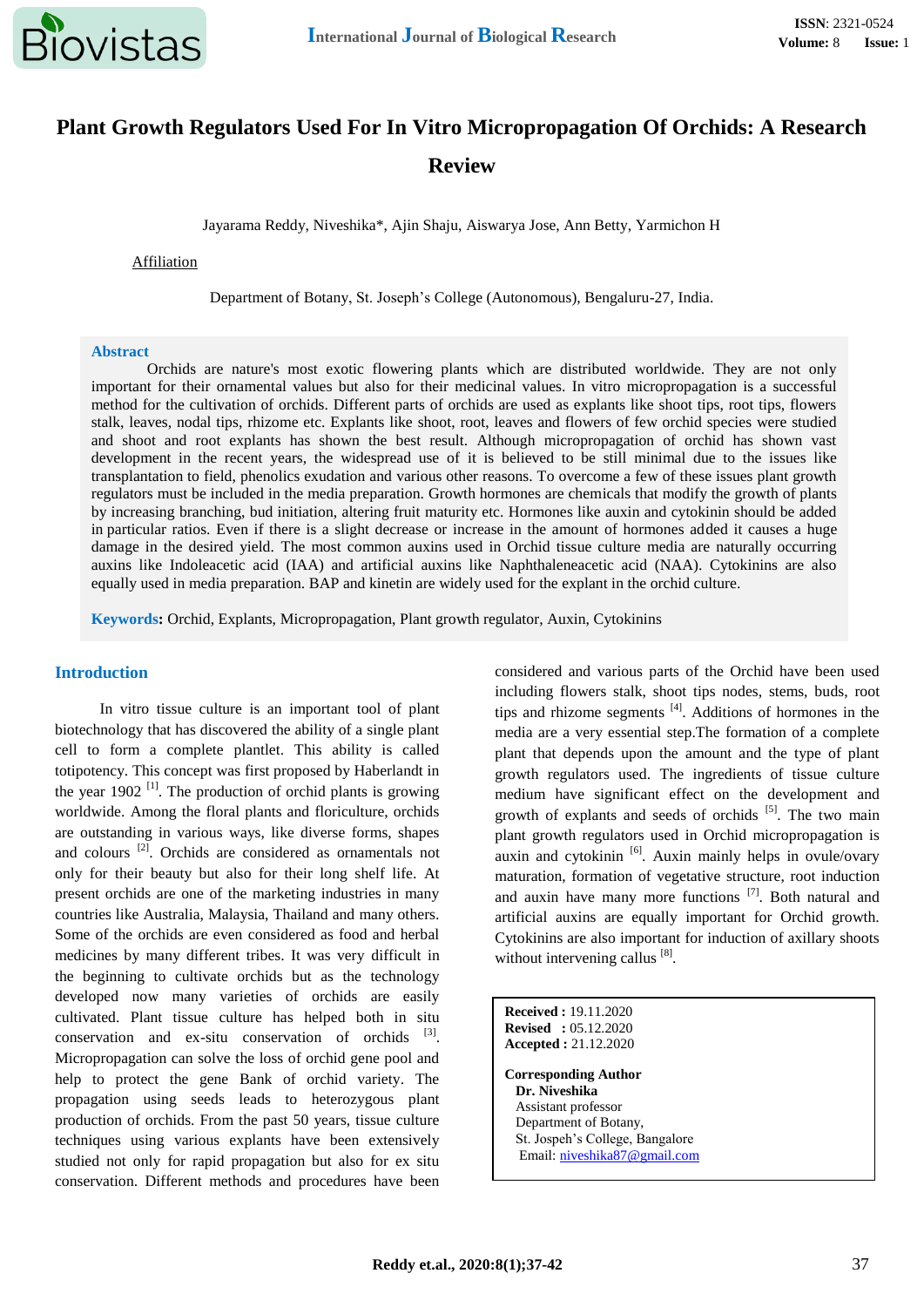# Plant Growth Regulators Used For In Vitro Micropropagation Of Orchids: A Research Review

Jayarama Reddy, Niveshika*, Ajin Shaju, Aiswarya Jose, Ann Betty, Yarmichon H

Affiliation

Department of Botany, St. Joseph's College (Autonomous), Bengaluru-27, India.

## Abstract

Orchids are nature's most exotic flowering plants which are distributed worldwide. They are not only important for their ornamental values but also for their medicinal values. In vitro micropropagation is a successful method for the cultivation of orchids. Different parts of orchids are used as explants like shoot tips, root tips, flowers stalk, leaves, nodal tips, rhizome etc. Explants like shoot, root, leaves and flowers of few orchid species were studied and shoot and root explants has shown the best result. Although micropropagation of orchid has shown vast development in the recent years, the widespread use of it is believed to be still minimal due to the issues like transplantation to field, phenolics exudation and various other reasons. To overcome a few of these issues plant growth regulators must be included in the media preparation. Growth hormones are chemicals that modify the growth of plants by increasing branching, bud initiation, altering fruit maturity etc. Hormones like auxin and cytokinin should be added in particular ratios. Even if there is a slight decrease or increase in the amount of hormones added it causes a huge damage in the desired yield. The most common auxins used in Orchid tissue culture media are naturally occurring auxins like Indoleacetic acid (IAA) and artificial auxins like Naphthaleneacetic acid (NAA). Cytokinins are also equally used in media preparation. BAP and kinetin are widely used for the explant in the orchid culture.

**Keywords:** Orchid, Explants, Micropropagation, Plant growth regulator, Auxin, Cytokinins

## Introduction

In vitro tissue culture is an important tool of plant biotechnology that has discovered the ability of a single plant cell to form a complete plantlet. This ability is called totipotency. This concept was first proposed by Haberlandt in the year 1902 [1]. The production of orchid plants is growing worldwide. Among the floral plants and floriculture, orchids are outstanding in various ways, like diverse forms, shapes and colours [2]. Orchids are considered as ornamentals not only for their beauty but also for their long shelf life. At present orchids are one of the marketing industries in many countries like Australia, Malaysia, Thailand and many others. Some of the orchids are even considered as food and herbal medicines by many different tribes. It was very difficult in the beginning to cultivate orchids but as the technology developed now many varieties of orchids are easily cultivated. Plant tissue culture has helped both in situ conservation and ex-situ conservation of orchids [3]. Micropropagation can solve the loss of orchid gene pool and help to protect the gene Bank of orchid variety. The propagation using seeds leads to heterozygous plant production of orchids. From the past 50 years, tissue culture techniques using various explants have been extensively studied not only for rapid propagation but also for ex situ conservation. Different methods and procedures have been considered and various parts of the Orchid have been used including flowers stalk, shoot tips nodes, stems, buds, root tips and rhizome segments [4]. Additions of hormones in the media are a very essential step.The formation of a complete plant that depends upon the amount and the type of plant growth regulators used. The ingredients of tissue culture medium have significant effect on the development and growth of explants and seeds of orchids [5]. The two main plant growth regulators used in Orchid micropropagation is auxin and cytokinin [6]. Auxin mainly helps in ovule/ovary maturation, formation of vegetative structure, root induction and auxin have many more functions [7]. Both natural and artificial auxins are equally important for Orchid growth. Cytokinins are also important for induction of axillary shoots without intervening callus [8].

**Received :** 19.11.2020
**Revised :** 05.12.2020
**Accepted :** 21.12.2020

**Corresponding Author**
**Dr. Niveshika**
Assistant professor
Department of Botany,
St. Jospeh's College, Bangalore
Email: niveshika87@gmail.com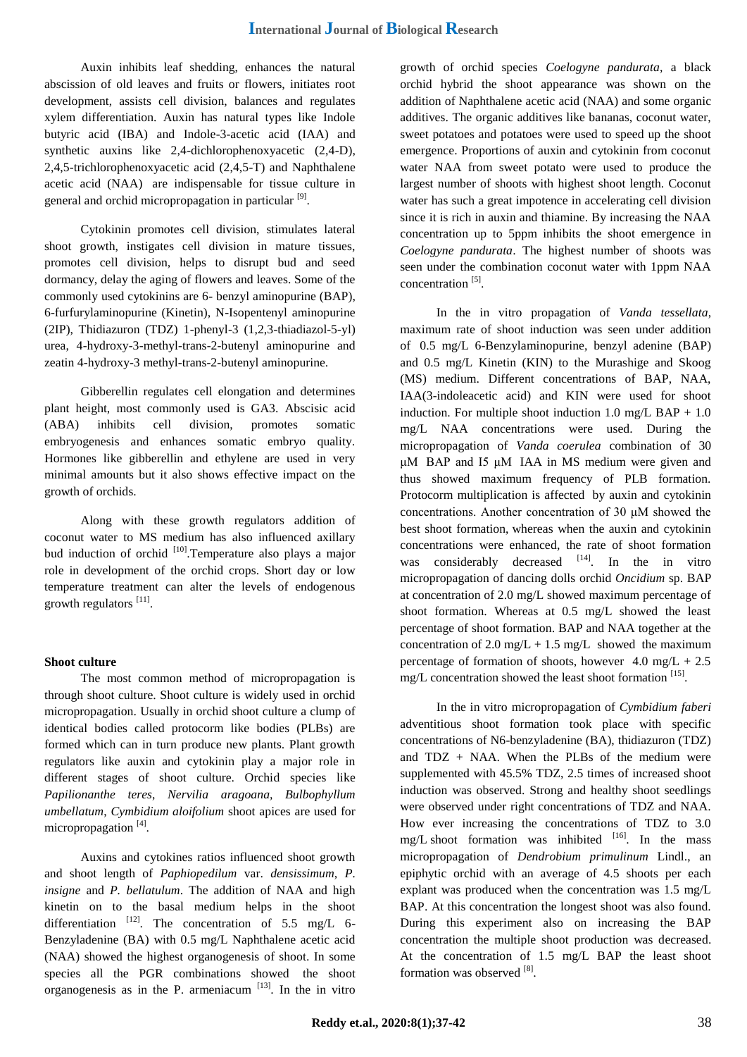Auxin inhibits leaf shedding, enhances the natural abscission of old leaves and fruits or flowers, initiates root development, assists cell division, balances and regulates xylem differentiation. Auxin has natural types like Indole butyric acid (IBA) and Indole-3-acetic acid (IAA) and synthetic auxins like 2,4-dichlorophenoxyacetic (2,4-D), 2,4,5-trichlorophenoxyacetic acid (2,4,5-T) and Naphthalene acetic acid (NAA) are indispensable for tissue culture in general and orchid micropropagation in particular [9].

Cytokinin promotes cell division, stimulates lateral shoot growth, instigates cell division in mature tissues, promotes cell division, helps to disrupt bud and seed dormancy, delay the aging of flowers and leaves. Some of the commonly used cytokinins are 6- benzyl aminopurine (BAP), 6-furfurylaminopurine (Kinetin), N-Isopentenyl aminopurine (2IP), Thidiazuron (TDZ) 1-phenyl-3 (1,2,3-thiadiazol-5-yl) urea, 4-hydroxy-3-methyl-trans-2-butenyl aminopurine and zeatin 4-hydroxy-3 methyl-trans-2-butenyl aminopurine.

Gibberellin regulates cell elongation and determines plant height, most commonly used is GA3. Abscisic acid (ABA) inhibits cell division, promotes somatic embryogenesis and enhances somatic embryo quality. Hormones like gibberellin and ethylene are used in very minimal amounts but it also shows effective impact on the growth of orchids.

Along with these growth regulators addition of coconut water to MS medium has also influenced axillary bud induction of orchid [10].Temperature also plays a major role in development of the orchid crops. Short day or low temperature treatment can alter the levels of endogenous growth regulators [11].

**Shoot culture**

The most common method of micropropagation is through shoot culture. Shoot culture is widely used in orchid micropropagation. Usually in orchid shoot culture a clump of identical bodies called protocorm like bodies (PLBs) are formed which can in turn produce new plants. Plant growth regulators like auxin and cytokinin play a major role in different stages of shoot culture. Orchid species like *Papilionanthe teres*, *Nervilia aragoana, Bulbophyllum umbellatum*, *Cymbidium aloifolium* shoot apices are used for micropropagation [4].

Auxins and cytokines ratios influenced shoot growth and shoot length of *Paphiopedilum* var. *densissimum*, *P. insigne* and *P. bellatulum*. The addition of NAA and high kinetin on to the basal medium helps in the shoot differentiation [12]. The concentration of 5.5 mg/L 6-Benzyladenine (BA) with 0.5 mg/L Naphthalene acetic acid (NAA) showed the highest organogenesis of shoot. In some species all the PGR combinations showed the shoot organogenesis as in the P. armeniacum [13]. In the in vitro growth of orchid species *Coelogyne pandurata*, a black orchid hybrid the shoot appearance was shown on the addition of Naphthalene acetic acid (NAA) and some organic additives. The organic additives like bananas, coconut water, sweet potatoes and potatoes were used to speed up the shoot emergence. Proportions of auxin and cytokinin from coconut water NAA from sweet potato were used to produce the largest number of shoots with highest shoot length. Coconut water has such a great impotence in accelerating cell division since it is rich in auxin and thiamine. By increasing the NAA concentration up to 5ppm inhibits the shoot emergence in *Coelogyne pandurata*. The highest number of shoots was seen under the combination coconut water with 1ppm NAA concentration [5].

In the in vitro propagation of *Vanda tessellata*, maximum rate of shoot induction was seen under addition of 0.5 mg/L 6-Benzylaminopurine, benzyl adenine (BAP) and 0.5 mg/L Kinetin (KIN) to the Murashige and Skoog (MS) medium. Different concentrations of BAP, NAA, IAA(3-indoleacetic acid) and KIN were used for shoot induction. For multiple shoot induction 1.0 mg/L BAP + 1.0 mg/L NAA concentrations were used. During the micropropagation of *Vanda coerulea* combination of 30 μM BAP and I5 μM IAA in MS medium were given and thus showed maximum frequency of PLB formation. Protocorm multiplication is affected by auxin and cytokinin concentrations. Another concentration of 30 μM showed the best shoot formation, whereas when the auxin and cytokinin concentrations were enhanced, the rate of shoot formation was considerably decreased [14]. In the in vitro micropropagation of dancing dolls orchid *Oncidium* sp. BAP at concentration of 2.0 mg/L showed maximum percentage of shoot formation. Whereas at 0.5 mg/L showed the least percentage of shoot formation. BAP and NAA together at the concentration of 2.0 mg/L + 1.5 mg/L showed the maximum percentage of formation of shoots, however 4.0 mg/L + 2.5 mg/L concentration showed the least shoot formation [15].

In the in vitro micropropagation of *Cymbidium faberi* adventitious shoot formation took place with specific concentrations of N6-benzyladenine (BA), thidiazuron (TDZ) and TDZ + NAA. When the PLBs of the medium were supplemented with 45.5% TDZ, 2.5 times of increased shoot induction was observed. Strong and healthy shoot seedlings were observed under right concentrations of TDZ and NAA. How ever increasing the concentrations of TDZ to 3.0 mg/L shoot formation was inhibited [16]. In the mass micropropagation of *Dendrobium primulinum* Lindl., an epiphytic orchid with an average of 4.5 shoots per each explant was produced when the concentration was 1.5 mg/L BAP. At this concentration the longest shoot was also found. During this experiment also on increasing the BAP concentration the multiple shoot production was decreased. At the concentration of 1.5 mg/L BAP the least shoot formation was observed [8].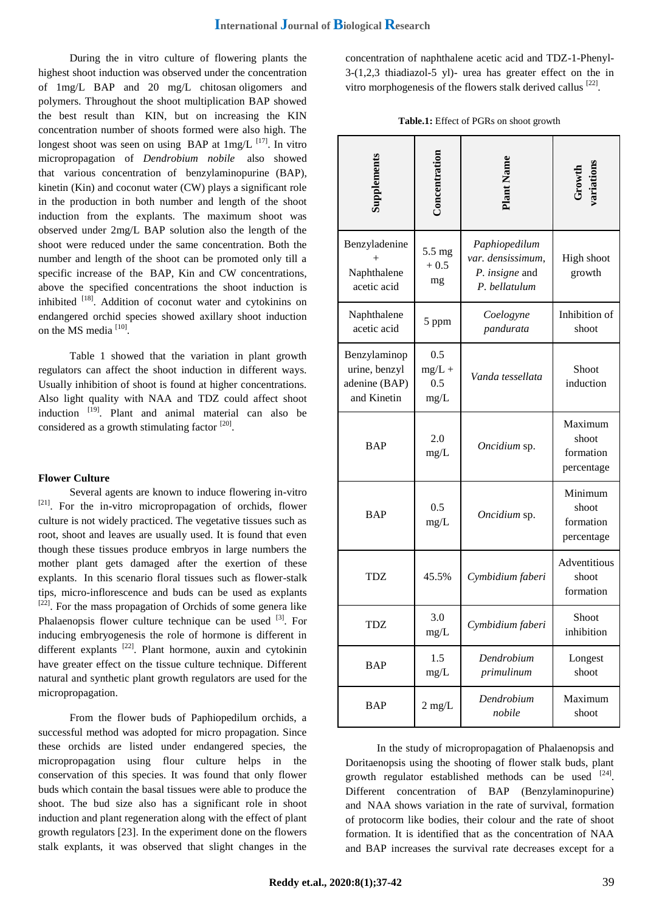During the in vitro culture of flowering plants the highest shoot induction was observed under the concentration of 1mg/L BAP and 20 mg/L chitosan oligomers and polymers. Throughout the shoot multiplication BAP showed the best result than KIN, but on increasing the KIN concentration number of shoots formed were also high. The longest shoot was seen on using BAP at 1mg/L [17]. In vitro micropropagation of *Dendrobium nobile* also showed that various concentration of benzylaminopurine (BAP), kinetin (Kin) and coconut water (CW) plays a significant role in the production in both number and length of the shoot induction from the explants. The maximum shoot was observed under 2mg/L BAP solution also the length of the shoot were reduced under the same concentration. Both the number and length of the shoot can be promoted only till a specific increase of the BAP, Kin and CW concentrations, above the specified concentrations the shoot induction is inhibited [18]. Addition of coconut water and cytokinins on endangered orchid species showed axillary shoot induction on the MS media [10].

Table 1 showed that the variation in plant growth regulators can affect the shoot induction in different ways. Usually inhibition of shoot is found at higher concentrations. Also light quality with NAA and TDZ could affect shoot induction [19]. Plant and animal material can also be considered as a growth stimulating factor [20].

### Flower Culture

Several agents are known to induce flowering in-vitro [21]. For the in-vitro micropropagation of orchids, flower culture is not widely practiced. The vegetative tissues such as root, shoot and leaves are usually used. It is found that even though these tissues produce embryos in large numbers the mother plant gets damaged after the exertion of these explants. In this scenario floral tissues such as flower-stalk tips, micro-inflorescence and buds can be used as explants [22]. For the mass propagation of Orchids of some genera like Phalaenopsis flower culture technique can be used [3]. For inducing embryogenesis the role of hormone is different in different explants [22]. Plant hormone, auxin and cytokinin have greater effect on the tissue culture technique. Different natural and synthetic plant growth regulators are used for the micropropagation.

From the flower buds of Paphiopedilum orchids, a successful method was adopted for micro propagation. Since these orchids are listed under endangered species, the micropropagation using flour culture helps in the conservation of this species. It was found that only flower buds which contain the basal tissues were able to produce the shoot. The bud size also has a significant role in shoot induction and plant regeneration along with the effect of plant growth regulators [23]. In the experiment done on the flowers stalk explants, it was observed that slight changes in the concentration of naphthalene acetic acid and TDZ-1-Phenyl-3-(1,2,3 thiadiazol-5 yl)- urea has greater effect on the in vitro morphogenesis of the flowers stalk derived callus [22].

**Table.1:** Effect of PGRs on shoot growth

| Supplements | Concentration | Plant Name | Growth variations |
|---|---|---|---|
| Benzyladenine + Naphthalene acetic acid | 5.5 mg + 0.5 mg | *Paphiopedilum var. densissimum*, *P. insigne* and *P. bellatulum* | High shoot growth |
| Naphthalene acetic acid | 5 ppm | *Coelogyne pandurata* | Inhibition of shoot |
| Benzylaminopurine, benzyl adenine (BAP) and Kinetin | 0.5 mg/L + 0.5 mg/L | *Vanda tessellata* | Shoot induction |
| BAP | 2.0 mg/L | *Oncidium* sp. | Maximum shoot formation percentage |
| BAP | 0.5 mg/L | *Oncidium* sp. | Minimum shoot formation percentage |
| TDZ | 45.5% | *Cymbidium faberi* | Adventitious shoot formation |
| TDZ | 3.0 mg/L | *Cymbidium faberi* | Shoot inhibition |
| BAP | 1.5 mg/L | *Dendrobium primulinum* | Longest shoot |
| BAP | 2 mg/L | *Dendrobium nobile* | Maximum shoot |

In the study of micropropagation of Phalaenopsis and Doritaenopsis using the shooting of flower stalk buds, plant growth regulator established methods can be used [24]. Different concentration of BAP (Benzylaminopurine) and NAA shows variation in the rate of survival, formation of protocorm like bodies, their colour and the rate of shoot formation. It is identified that as the concentration of NAA and BAP increases the survival rate decreases except for a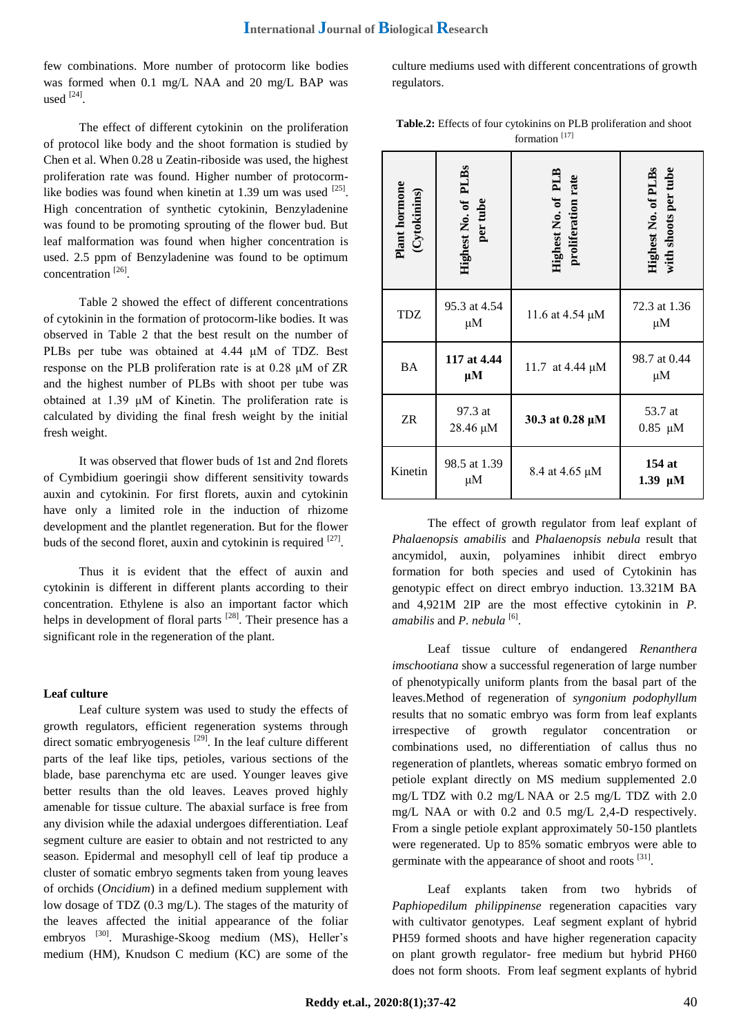few combinations. More number of protocorm like bodies was formed when 0.1 mg/L NAA and 20 mg/L BAP was used [24].

The effect of different cytokinin on the proliferation of protocol like body and the shoot formation is studied by Chen et al. When 0.28 u Zeatin-riboside was used, the highest proliferation rate was found. Higher number of protocorm-like bodies was found when kinetin at 1.39 um was used [25]. High concentration of synthetic cytokinin, Benzyladenine was found to be promoting sprouting of the flower bud. But leaf malformation was found when higher concentration is used. 2.5 ppm of Benzyladenine was found to be optimum concentration [26].

Table 2 showed the effect of different concentrations of cytokinin in the formation of protocorm-like bodies. It was observed in Table 2 that the best result on the number of PLBs per tube was obtained at 4.44 μM of TDZ. Best response on the PLB proliferation rate is at 0.28 μM of ZR and the highest number of PLBs with shoot per tube was obtained at 1.39 μM of Kinetin. The proliferation rate is calculated by dividing the final fresh weight by the initial fresh weight.

It was observed that flower buds of 1st and 2nd florets of Cymbidium goeringii show different sensitivity towards auxin and cytokinin. For first florets, auxin and cytokinin have only a limited role in the induction of rhizome development and the plantlet regeneration. But for the flower buds of the second floret, auxin and cytokinin is required [27].

Thus it is evident that the effect of auxin and cytokinin is different in different plants according to their concentration. Ethylene is also an important factor which helps in development of floral parts [28]. Their presence has a significant role in the regeneration of the plant.

### Leaf culture

Leaf culture system was used to study the effects of growth regulators, efficient regeneration systems through direct somatic embryogenesis [29]. In the leaf culture different parts of the leaf like tips, petioles, various sections of the blade, base parenchyma etc are used. Younger leaves give better results than the old leaves. Leaves proved highly amenable for tissue culture. The abaxial surface is free from any division while the adaxial undergoes differentiation. Leaf segment culture are easier to obtain and not restricted to any season. Epidermal and mesophyll cell of leaf tip produce a cluster of somatic embryo segments taken from young leaves of orchids (*Oncidium*) in a defined medium supplement with low dosage of TDZ (0.3 mg/L). The stages of the maturity of the leaves affected the initial appearance of the foliar embryos [30]. Murashige-Skoog medium (MS), Heller's medium (HM), Knudson C medium (KC) are some of the culture mediums used with different concentrations of growth regulators.

**Table.2:** Effects of four cytokinins on PLB proliferation and shoot formation [17]

| Plant hormone (Cytokinins) | Highest No. of PLBs per tube | Highest No. of PLB proliferation rate | Highest No. of PLBs with shoots per tube |
|---|---|---|---|
| TDZ | 95.3 at 4.54 μM | 11.6 at 4.54 μM | 72.3 at 1.36 μM |
| BA | **117 at 4.44 μM** | 11.7 at 4.44 μM | 98.7 at 0.44 μM |
| ZR | 97.3 at 28.46 μM | **30.3 at 0.28 μM** | 53.7 at 0.85 μM |
| Kinetin | 98.5 at 1.39 μM | 8.4 at 4.65 μM | **154 at 1.39 μM** |

The effect of growth regulator from leaf explant of *Phalaenopsis amabilis* and *Phalaenopsis nebula* result that ancymidol, auxin, polyamines inhibit direct embryo formation for both species and used of Cytokinin has genotypic effect on direct embryo induction. 13.321M BA and 4,921M 2IP are the most effective cytokinin in *P. amabilis* and *P. nebula* [6].

Leaf tissue culture of endangered *Renanthera imschootiana* show a successful regeneration of large number of phenotypically uniform plants from the basal part of the leaves.Method of regeneration of *syngonium podophyllum* results that no somatic embryo was form from leaf explants irrespective of growth regulator concentration or combinations used, no differentiation of callus thus no regeneration of plantlets, whereas somatic embryo formed on petiole explant directly on MS medium supplemented 2.0 mg/L TDZ with 0.2 mg/L NAA or 2.5 mg/L TDZ with 2.0 mg/L NAA or with 0.2 and 0.5 mg/L 2,4-D respectively. From a single petiole explant approximately 50-150 plantlets were regenerated. Up to 85% somatic embryos were able to germinate with the appearance of shoot and roots [31].

Leaf explants taken from two hybrids of *Paphiopedilum philippinense* regeneration capacities vary with cultivator genotypes. Leaf segment explant of hybrid PH59 formed shoots and have higher regeneration capacity on plant growth regulator- free medium but hybrid PH60 does not form shoots. From leaf segment explants of hybrid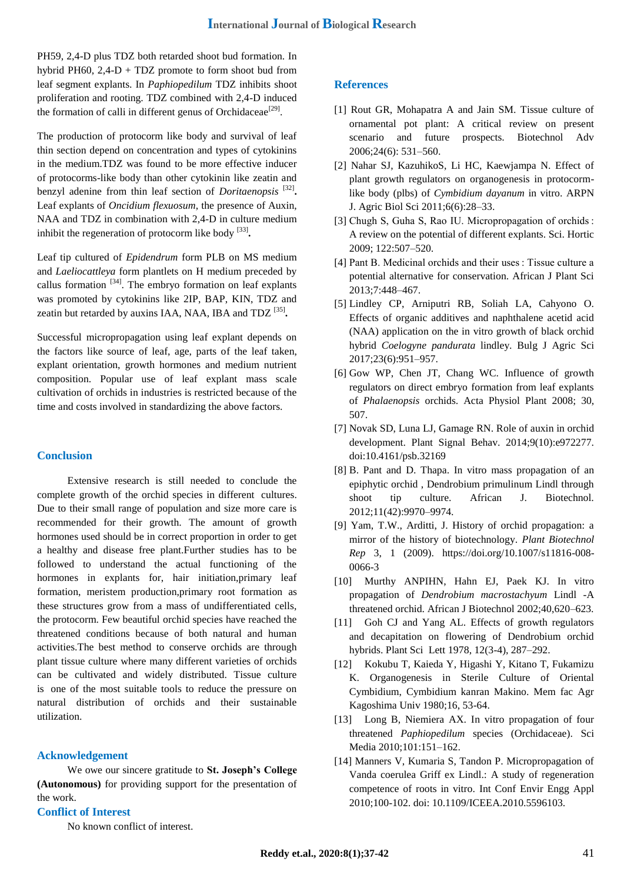PH59, 2,4-D plus TDZ both retarded shoot bud formation. In hybrid PH60, 2,4-D + TDZ promote to form shoot bud from leaf segment explants. In *Paphiopedilum* TDZ inhibits shoot proliferation and rooting. TDZ combined with 2,4-D induced the formation of calli in different genus of Orchidaceae[29].

The production of protocorm like body and survival of leaf thin section depend on concentration and types of cytokinins in the medium.TDZ was found to be more effective inducer of protocorms-like body than other cytokinin like zeatin and benzyl adenine from thin leaf section of *Doritaenopsis* [32]. Leaf explants of *Oncidium flexuosum*, the presence of Auxin, NAA and TDZ in combination with 2,4-D in culture medium inhibit the regeneration of protocorm like body [33].

Leaf tip cultured of *Epidendrum* form PLB on MS medium and *Laeliocattleya* form plantlets on H medium preceded by callus formation [34]. The embryo formation on leaf explants was promoted by cytokinins like 2IP, BAP, KIN, TDZ and zeatin but retarded by auxins IAA, NAA, IBA and TDZ [35].

Successful micropropagation using leaf explant depends on the factors like source of leaf, age, parts of the leaf taken, explant orientation, growth hormones and medium nutrient composition. Popular use of leaf explant mass scale cultivation of orchids in industries is restricted because of the time and costs involved in standardizing the above factors.

## Conclusion

Extensive research is still needed to conclude the complete growth of the orchid species in different cultures. Due to their small range of population and size more care is recommended for their growth. The amount of growth hormones used should be in correct proportion in order to get a healthy and disease free plant.Further studies has to be followed to understand the actual functioning of the hormones in explants for, hair initiation,primary leaf formation, meristem production,primary root formation as these structures grow from a mass of undifferentiated cells, the protocorm. Few beautiful orchid species have reached the threatened conditions because of both natural and human activities.The best method to conserve orchids are through plant tissue culture where many different varieties of orchids can be cultivated and widely distributed. Tissue culture is one of the most suitable tools to reduce the pressure on natural distribution of orchids and their sustainable utilization.

## Acknowledgement

We owe our sincere gratitude to **St. Joseph's College (Autonomous)** for providing support for the presentation of the work.

## Conflict of Interest

No known conflict of interest.

## References

[1] Rout GR, Mohapatra A and Jain SM. Tissue culture of ornamental pot plant: A critical review on present scenario and future prospects. Biotechnol Adv 2006;24(6): 531–560.

[2] Nahar SJ, KazuhikoS, Li HC, Kaewjampa N. Effect of plant growth regulators on organogenesis in protocorm-like body (plbs) of *Cymbidium dayanum* in vitro. ARPN J. Agric Biol Sci 2011;6(6):28–33.

[3] Chugh S, Guha S, Rao IU. Micropropagation of orchids : A review on the potential of different explants. Sci. Hortic 2009; 122:507–520.

[4] Pant B. Medicinal orchids and their uses : Tissue culture a potential alternative for conservation. African J Plant Sci 2013;7:448–467.

[5] Lindley CP, Arniputri RB, Soliah LA, Cahyono O. Effects of organic additives and naphthalene acetid acid (NAA) application on the in vitro growth of black orchid hybrid *Coelogyne pandurata* lindley. Bulg J Agric Sci 2017;23(6):951–957.

[6] Gow WP, Chen JT, Chang WC. Influence of growth regulators on direct embryo formation from leaf explants of *Phalaenopsis* orchids. Acta Physiol Plant 2008; 30, 507.

[7] Novak SD, Luna LJ, Gamage RN. Role of auxin in orchid development. Plant Signal Behav. 2014;9(10):e972277. doi:10.4161/psb.32169

[8] B. Pant and D. Thapa. In vitro mass propagation of an epiphytic orchid , Dendrobium primulinum Lindl through shoot tip culture. African J. Biotechnol. 2012;11(42):9970–9974.

[9] Yam, T.W., Arditti, J. History of orchid propagation: a mirror of the history of biotechnology. *Plant Biotechnol Rep* 3, 1 (2009). https://doi.org/10.1007/s11816-008-0066-3

[10] Murthy ANPIHN, Hahn EJ, Paek KJ. In vitro propagation of *Dendrobium macrostachyum* Lindl -A threatened orchid. African J Biotechnol 2002;40,620–623.

[11] Goh CJ and Yang AL. Effects of growth regulators and decapitation on flowering of Dendrobium orchid hybrids. Plant Sci Lett 1978, 12(3-4), 287–292.

[12] Kokubu T, Kaieda Y, Higashi Y, Kitano T, Fukamizu K. Organogenesis in Sterile Culture of Oriental Cymbidium, Cymbidium kanran Makino. Mem fac Agr Kagoshima Univ 1980;16, 53-64.

[13] Long B, Niemiera AX. In vitro propagation of four threatened *Paphiopedilum* species (Orchidaceae). Sci Media 2010;101:151–162.

[14] Manners V, Kumaria S, Tandon P. Micropropagation of Vanda coerulea Griff ex Lindl.: A study of regeneration competence of roots in vitro. Int Conf Envir Engg Appl 2010;100-102. doi: 10.1109/ICEEA.2010.5596103.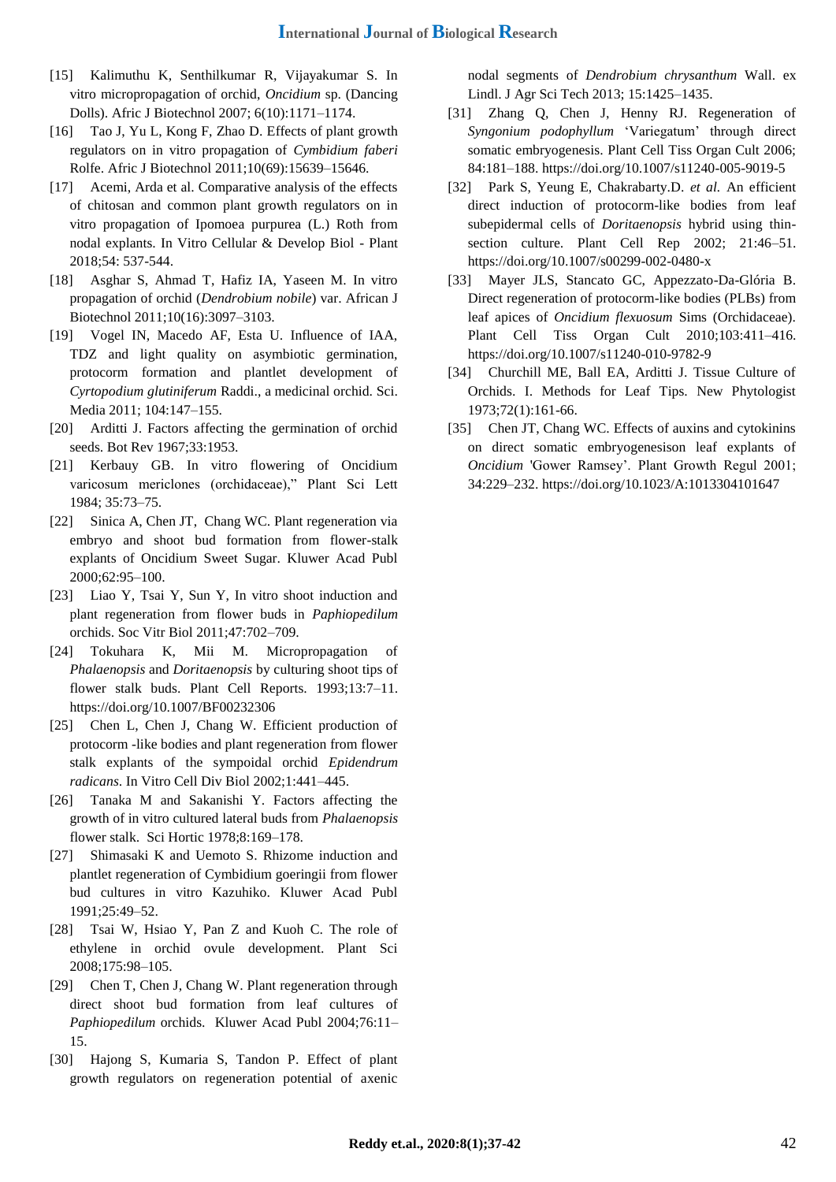[15] Kalimuthu K, Senthilkumar R, Vijayakumar S. In vitro micropropagation of orchid, *Oncidium* sp. (Dancing Dolls). Afric J Biotechnol 2007; 6(10):1171–1174.

[16] Tao J, Yu L, Kong F, Zhao D. Effects of plant growth regulators on in vitro propagation of *Cymbidium faberi* Rolfe. Afric J Biotechnol 2011;10(69):15639–15646.

[17] Acemi, Arda et al. Comparative analysis of the effects of chitosan and common plant growth regulators on in vitro propagation of Ipomoea purpurea (L.) Roth from nodal explants. In Vitro Cellular & Develop Biol - Plant 2018;54: 537-544.

[18] Asghar S, Ahmad T, Hafiz IA, Yaseen M. In vitro propagation of orchid (*Dendrobium nobile*) var. African J Biotechnol 2011;10(16):3097–3103.

[19] Vogel IN, Macedo AF, Esta U. Influence of IAA, TDZ and light quality on asymbiotic germination, protocorm formation and plantlet development of *Cyrtopodium glutiniferum* Raddi., a medicinal orchid. Sci. Media 2011; 104:147–155.

[20] Arditti J. Factors affecting the germination of orchid seeds. Bot Rev 1967;33:1953.

[21] Kerbauy GB. In vitro flowering of Oncidium varicosum mericlones (orchidaceae)," Plant Sci Lett 1984; 35:73–75.

[22] Sinica A, Chen JT, Chang WC. Plant regeneration via embryo and shoot bud formation from flower-stalk explants of Oncidium Sweet Sugar. Kluwer Acad Publ 2000;62:95–100.

[23] Liao Y, Tsai Y, Sun Y, In vitro shoot induction and plant regeneration from flower buds in *Paphiopedilum* orchids. Soc Vitr Biol 2011;47:702–709.

[24] Tokuhara K, Mii M. Micropropagation of *Phalaenopsis* and *Doritaenopsis* by culturing shoot tips of flower stalk buds. Plant Cell Reports. 1993;13:7–11. https://doi.org/10.1007/BF00232306

[25] Chen L, Chen J, Chang W. Efficient production of protocorm -like bodies and plant regeneration from flower stalk explants of the sympoidal orchid *Epidendrum radicans*. In Vitro Cell Div Biol 2002;1:441–445.

[26] Tanaka M and Sakanishi Y. Factors affecting the growth of in vitro cultured lateral buds from *Phalaenopsis* flower stalk. Sci Hortic 1978;8:169–178.

[27] Shimasaki K and Uemoto S. Rhizome induction and plantlet regeneration of Cymbidium goeringii from flower bud cultures in vitro Kazuhiko. Kluwer Acad Publ 1991;25:49–52.

[28] Tsai W, Hsiao Y, Pan Z and Kuoh C. The role of ethylene in orchid ovule development. Plant Sci 2008;175:98–105.

[29] Chen T, Chen J, Chang W. Plant regeneration through direct shoot bud formation from leaf cultures of *Paphiopedilum* orchids. Kluwer Acad Publ 2004;76:11–15.

[30] Hajong S, Kumaria S, Tandon P. Effect of plant growth regulators on regeneration potential of axenic nodal segments of *Dendrobium chrysanthum* Wall. ex Lindl. J Agr Sci Tech 2013; 15:1425–1435.

[31] Zhang Q, Chen J, Henny RJ. Regeneration of *Syngonium podophyllum* 'Variegatum' through direct somatic embryogenesis. Plant Cell Tiss Organ Cult 2006; 84:181–188. https://doi.org/10.1007/s11240-005-9019-5

[32] Park S, Yeung E, Chakrabarty.D. *et al.* An efficient direct induction of protocorm-like bodies from leaf subepidermal cells of *Doritaenopsis* hybrid using thin-section culture. Plant Cell Rep 2002; 21:46–51. https://doi.org/10.1007/s00299-002-0480-x

[33] Mayer JLS, Stancato GC, Appezzato-Da-Glória B. Direct regeneration of protocorm-like bodies (PLBs) from leaf apices of *Oncidium flexuosum* Sims (Orchidaceae). Plant Cell Tiss Organ Cult 2010;103:411–416. https://doi.org/10.1007/s11240-010-9782-9

[34] Churchill ME, Ball EA, Arditti J. Tissue Culture of Orchids. I. Methods for Leaf Tips. New Phytologist 1973;72(1):161-66.

[35] Chen JT, Chang WC. Effects of auxins and cytokinins on direct somatic embryogenesison leaf explants of *Oncidium* 'Gower Ramsey'. Plant Growth Regul 2001; 34:229–232. https://doi.org/10.1023/A:1013304101647